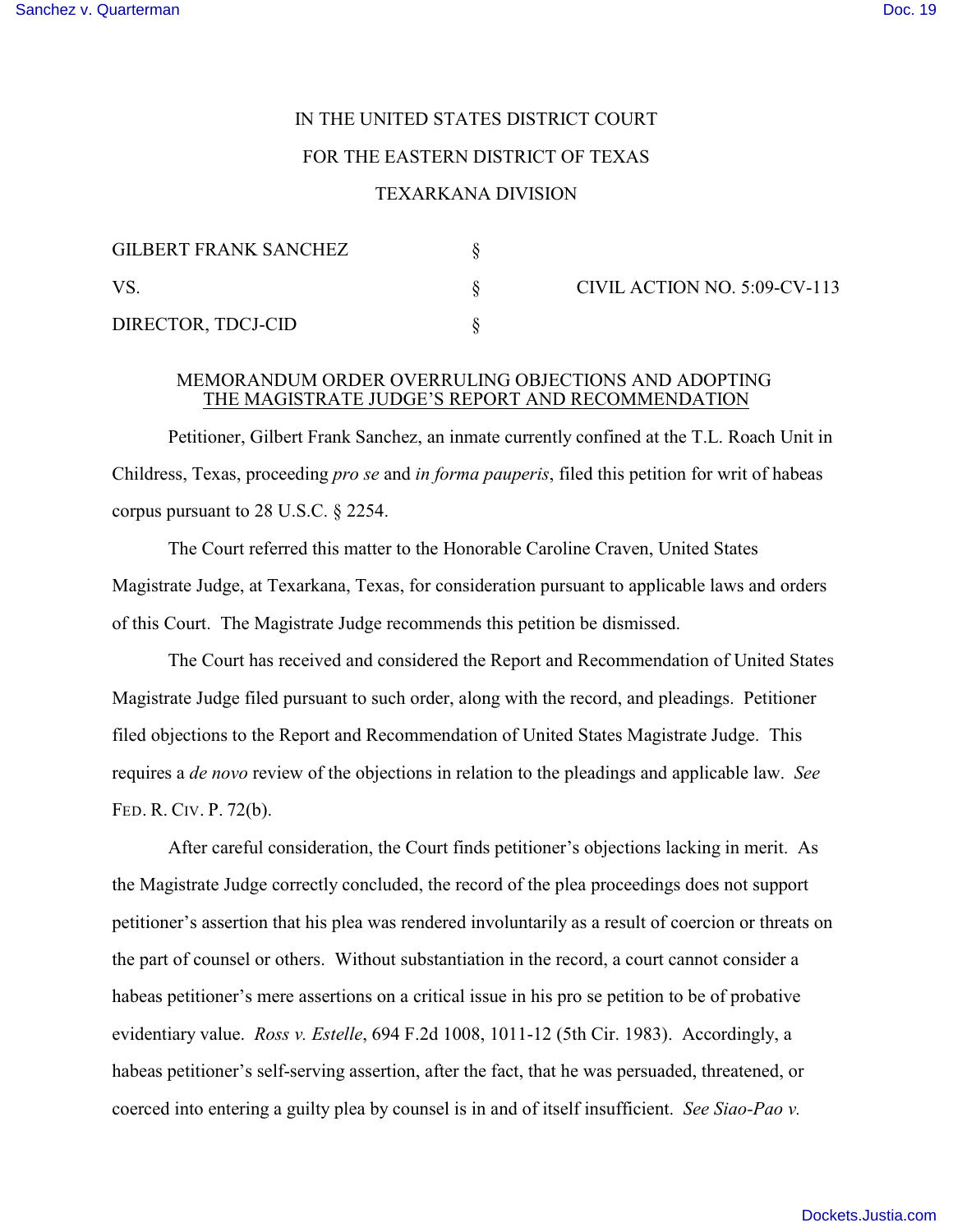IN THE UNITED STATES DISTRICT COURT

FOR THE EASTERN DISTRICT OF TEXAS

TEXARKANA DIVISION

| | | |
|---|---|---|
| GILBERT FRANK SANCHEZ | § | |
| VS. | § | CIVIL ACTION NO. 5:09-CV-113 |
| DIRECTOR, TDCJ-CID | § | |

MEMORANDUM ORDER OVERRULING OBJECTIONS AND ADOPTING THE MAGISTRATE JUDGE'S REPORT AND RECOMMENDATION

Petitioner, Gilbert Frank Sanchez, an inmate currently confined at the T.L. Roach Unit in Childress, Texas, proceeding *pro se* and *in forma pauperis*, filed this petition for writ of habeas corpus pursuant to 28 U.S.C. § 2254.

The Court referred this matter to the Honorable Caroline Craven, United States Magistrate Judge, at Texarkana, Texas, for consideration pursuant to applicable laws and orders of this Court. The Magistrate Judge recommends this petition be dismissed.

The Court has received and considered the Report and Recommendation of United States Magistrate Judge filed pursuant to such order, along with the record, and pleadings. Petitioner filed objections to the Report and Recommendation of United States Magistrate Judge. This requires a *de novo* review of the objections in relation to the pleadings and applicable law. *See* FED. R. CIV. P. 72(b).

After careful consideration, the Court finds petitioner's objections lacking in merit. As the Magistrate Judge correctly concluded, the record of the plea proceedings does not support petitioner's assertion that his plea was rendered involuntarily as a result of coercion or threats on the part of counsel or others. Without substantiation in the record, a court cannot consider a habeas petitioner's mere assertions on a critical issue in his pro se petition to be of probative evidentiary value. *Ross v. Estelle*, 694 F.2d 1008, 1011-12 (5th Cir. 1983). Accordingly, a habeas petitioner's self-serving assertion, after the fact, that he was persuaded, threatened, or coerced into entering a guilty plea by counsel is in and of itself insufficient. *See Siao-Pao v.*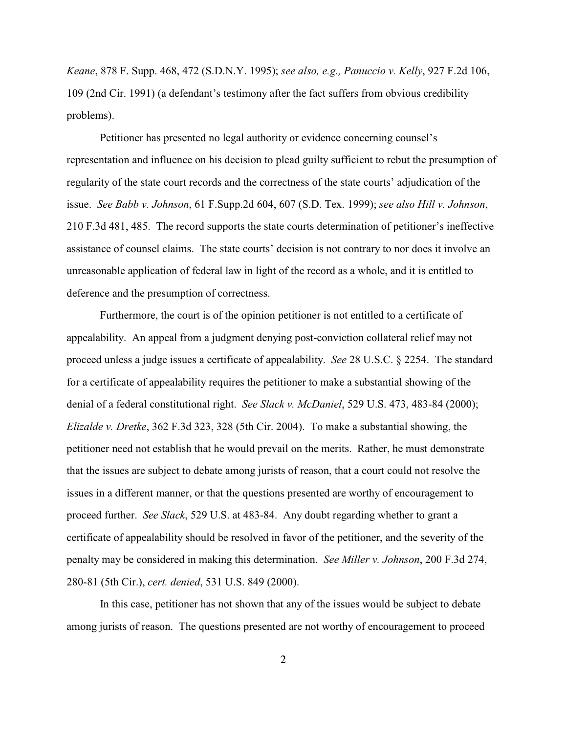*Keane*, 878 F. Supp. 468, 472 (S.D.N.Y. 1995); *see also, e.g., Panuccio v. Kelly*, 927 F.2d 106, 109 (2nd Cir. 1991) (a defendant's testimony after the fact suffers from obvious credibility problems).

Petitioner has presented no legal authority or evidence concerning counsel's representation and influence on his decision to plead guilty sufficient to rebut the presumption of regularity of the state court records and the correctness of the state courts' adjudication of the issue. *See Babb v. Johnson*, 61 F.Supp.2d 604, 607 (S.D. Tex. 1999); *see also Hill v. Johnson*, 210 F.3d 481, 485. The record supports the state courts determination of petitioner's ineffective assistance of counsel claims. The state courts' decision is not contrary to nor does it involve an unreasonable application of federal law in light of the record as a whole, and it is entitled to deference and the presumption of correctness.

Furthermore, the court is of the opinion petitioner is not entitled to a certificate of appealability. An appeal from a judgment denying post-conviction collateral relief may not proceed unless a judge issues a certificate of appealability. *See* 28 U.S.C. § 2254. The standard for a certificate of appealability requires the petitioner to make a substantial showing of the denial of a federal constitutional right. *See Slack v. McDaniel*, 529 U.S. 473, 483-84 (2000); *Elizalde v. Dretke*, 362 F.3d 323, 328 (5th Cir. 2004). To make a substantial showing, the petitioner need not establish that he would prevail on the merits. Rather, he must demonstrate that the issues are subject to debate among jurists of reason, that a court could not resolve the issues in a different manner, or that the questions presented are worthy of encouragement to proceed further. *See Slack*, 529 U.S. at 483-84. Any doubt regarding whether to grant a certificate of appealability should be resolved in favor of the petitioner, and the severity of the penalty may be considered in making this determination. *See Miller v. Johnson*, 200 F.3d 274, 280-81 (5th Cir.), *cert. denied*, 531 U.S. 849 (2000).

In this case, petitioner has not shown that any of the issues would be subject to debate among jurists of reason. The questions presented are not worthy of encouragement to proceed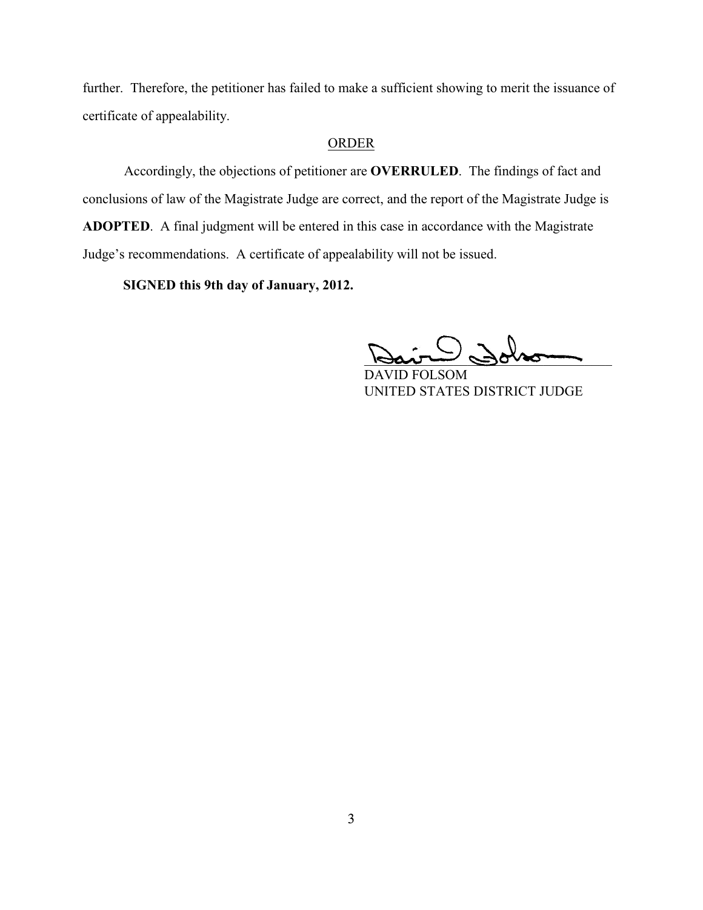further. Therefore, the petitioner has failed to make a sufficient showing to merit the issuance of certificate of appealability.

## ORDER

Accordingly, the objections of petitioner are **OVERRULED**. The findings of fact and conclusions of law of the Magistrate Judge are correct, and the report of the Magistrate Judge is **ADOPTED**. A final judgment will be entered in this case in accordance with the Magistrate Judge's recommendations. A certificate of appealability will not be issued.

**SIGNED this 9th day of January, 2012.**

DAVID FOLSOM
UNITED STATES DISTRICT JUDGE